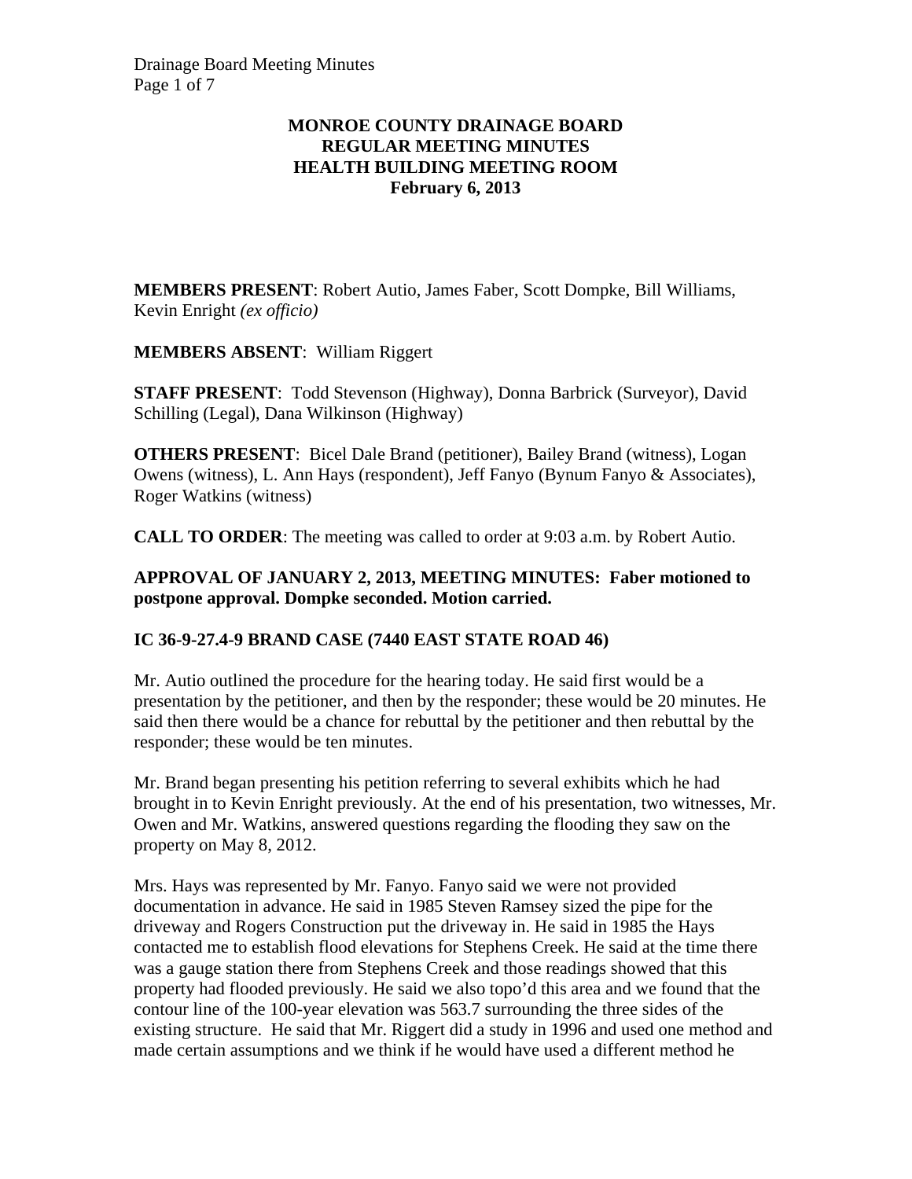# MONROE COUNTY DRAINAGE BOARD
## REGULAR MEETING MINUTES
## HEALTH BUILDING MEETING ROOM
## February 6, 2013

**MEMBERS PRESENT**: Robert Autio, James Faber, Scott Dompke, Bill Williams, Kevin Enright *(ex officio)*

**MEMBERS ABSENT**: William Riggert

**STAFF PRESENT**: Todd Stevenson (Highway), Donna Barbrick (Surveyor), David Schilling (Legal), Dana Wilkinson (Highway)

**OTHERS PRESENT**: Bicel Dale Brand (petitioner), Bailey Brand (witness), Logan Owens (witness), L. Ann Hays (respondent), Jeff Fanyo (Bynum Fanyo & Associates), Roger Watkins (witness)

**CALL TO ORDER**: The meeting was called to order at 9:03 a.m. by Robert Autio.

**APPROVAL OF JANUARY 2, 2013, MEETING MINUTES: Faber motioned to postpone approval. Dompke seconded. Motion carried.**

**IC 36-9-27.4-9 BRAND CASE (7440 EAST STATE ROAD 46)**

Mr. Autio outlined the procedure for the hearing today. He said first would be a presentation by the petitioner, and then by the responder; these would be 20 minutes. He said then there would be a chance for rebuttal by the petitioner and then rebuttal by the responder; these would be ten minutes.

Mr. Brand began presenting his petition referring to several exhibits which he had brought in to Kevin Enright previously. At the end of his presentation, two witnesses, Mr. Owen and Mr. Watkins, answered questions regarding the flooding they saw on the property on May 8, 2012.

Mrs. Hays was represented by Mr. Fanyo. Fanyo said we were not provided documentation in advance. He said in 1985 Steven Ramsey sized the pipe for the driveway and Rogers Construction put the driveway in. He said in 1985 the Hays contacted me to establish flood elevations for Stephens Creek. He said at the time there was a gauge station there from Stephens Creek and those readings showed that this property had flooded previously. He said we also topo'd this area and we found that the contour line of the 100-year elevation was 563.7 surrounding the three sides of the existing structure. He said that Mr. Riggert did a study in 1996 and used one method and made certain assumptions and we think if he would have used a different method he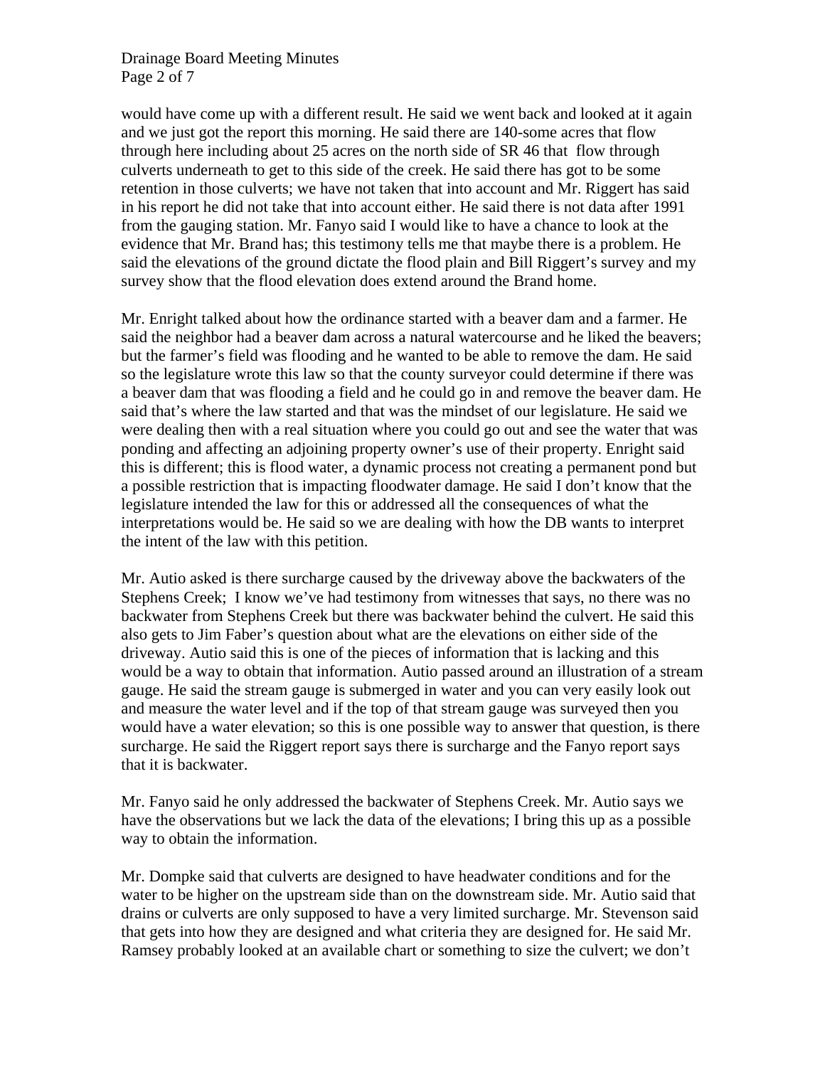would have come up with a different result. He said we went back and looked at it again and we just got the report this morning. He said there are 140-some acres that flow through here including about 25 acres on the north side of SR 46 that flow through culverts underneath to get to this side of the creek. He said there has got to be some retention in those culverts; we have not taken that into account and Mr. Riggert has said in his report he did not take that into account either. He said there is not data after 1991 from the gauging station. Mr. Fanyo said I would like to have a chance to look at the evidence that Mr. Brand has; this testimony tells me that maybe there is a problem. He said the elevations of the ground dictate the flood plain and Bill Riggert's survey and my survey show that the flood elevation does extend around the Brand home.

Mr. Enright talked about how the ordinance started with a beaver dam and a farmer. He said the neighbor had a beaver dam across a natural watercourse and he liked the beavers; but the farmer's field was flooding and he wanted to be able to remove the dam. He said so the legislature wrote this law so that the county surveyor could determine if there was a beaver dam that was flooding a field and he could go in and remove the beaver dam. He said that's where the law started and that was the mindset of our legislature. He said we were dealing then with a real situation where you could go out and see the water that was ponding and affecting an adjoining property owner's use of their property. Enright said this is different; this is flood water, a dynamic process not creating a permanent pond but a possible restriction that is impacting floodwater damage. He said I don't know that the legislature intended the law for this or addressed all the consequences of what the interpretations would be. He said so we are dealing with how the DB wants to interpret the intent of the law with this petition.

Mr. Autio asked is there surcharge caused by the driveway above the backwaters of the Stephens Creek; I know we've had testimony from witnesses that says, no there was no backwater from Stephens Creek but there was backwater behind the culvert. He said this also gets to Jim Faber's question about what are the elevations on either side of the driveway. Autio said this is one of the pieces of information that is lacking and this would be a way to obtain that information. Autio passed around an illustration of a stream gauge. He said the stream gauge is submerged in water and you can very easily look out and measure the water level and if the top of that stream gauge was surveyed then you would have a water elevation; so this is one possible way to answer that question, is there surcharge. He said the Riggert report says there is surcharge and the Fanyo report says that it is backwater.

Mr. Fanyo said he only addressed the backwater of Stephens Creek. Mr. Autio says we have the observations but we lack the data of the elevations; I bring this up as a possible way to obtain the information.

Mr. Dompke said that culverts are designed to have headwater conditions and for the water to be higher on the upstream side than on the downstream side. Mr. Autio said that drains or culverts are only supposed to have a very limited surcharge. Mr. Stevenson said that gets into how they are designed and what criteria they are designed for. He said Mr. Ramsey probably looked at an available chart or something to size the culvert; we don't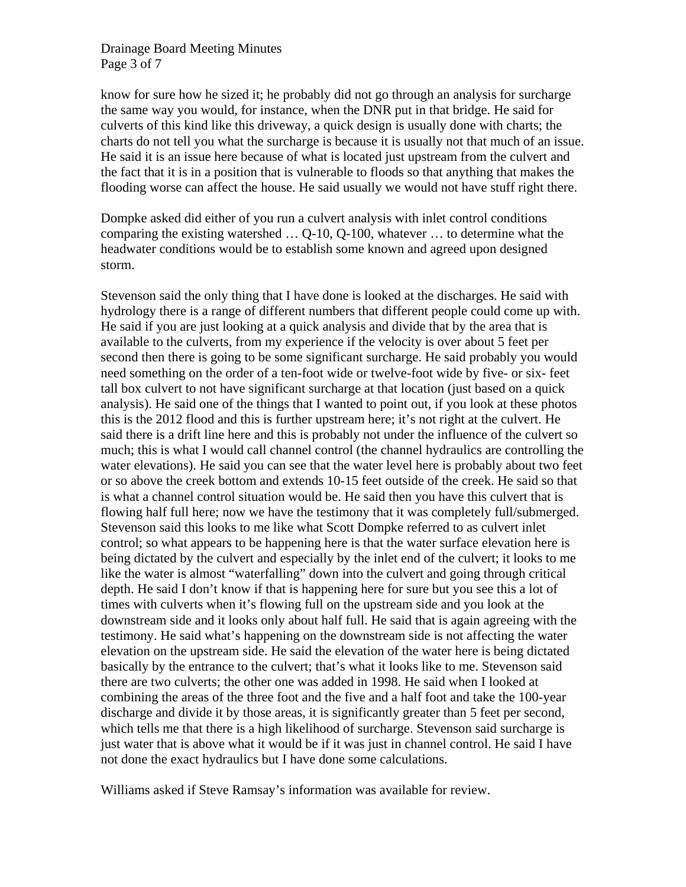know for sure how he sized it; he probably did not go through an analysis for surcharge the same way you would, for instance, when the DNR put in that bridge. He said for culverts of this kind like this driveway, a quick design is usually done with charts; the charts do not tell you what the surcharge is because it is usually not that much of an issue. He said it is an issue here because of what is located just upstream from the culvert and the fact that it is in a position that is vulnerable to floods so that anything that makes the flooding worse can affect the house. He said usually we would not have stuff right there.

Dompke asked did either of you run a culvert analysis with inlet control conditions comparing the existing watershed … Q-10, Q-100, whatever … to determine what the headwater conditions would be to establish some known and agreed upon designed storm.

Stevenson said the only thing that I have done is looked at the discharges. He said with hydrology there is a range of different numbers that different people could come up with. He said if you are just looking at a quick analysis and divide that by the area that is available to the culverts, from my experience if the velocity is over about 5 feet per second then there is going to be some significant surcharge. He said probably you would need something on the order of a ten-foot wide or twelve-foot wide by five- or six- feet tall box culvert to not have significant surcharge at that location (just based on a quick analysis). He said one of the things that I wanted to point out, if you look at these photos this is the 2012 flood and this is further upstream here; it's not right at the culvert. He said there is a drift line here and this is probably not under the influence of the culvert so much; this is what I would call channel control (the channel hydraulics are controlling the water elevations). He said you can see that the water level here is probably about two feet or so above the creek bottom and extends 10-15 feet outside of the creek. He said so that is what a channel control situation would be. He said then you have this culvert that is flowing half full here; now we have the testimony that it was completely full/submerged. Stevenson said this looks to me like what Scott Dompke referred to as culvert inlet control; so what appears to be happening here is that the water surface elevation here is being dictated by the culvert and especially by the inlet end of the culvert; it looks to me like the water is almost "waterfalling" down into the culvert and going through critical depth. He said I don't know if that is happening here for sure but you see this a lot of times with culverts when it's flowing full on the upstream side and you look at the downstream side and it looks only about half full. He said that is again agreeing with the testimony. He said what's happening on the downstream side is not affecting the water elevation on the upstream side. He said the elevation of the water here is being dictated basically by the entrance to the culvert; that's what it looks like to me. Stevenson said there are two culverts; the other one was added in 1998. He said when I looked at combining the areas of the three foot and the five and a half foot and take the 100-year discharge and divide it by those areas, it is significantly greater than 5 feet per second, which tells me that there is a high likelihood of surcharge. Stevenson said surcharge is just water that is above what it would be if it was just in channel control. He said I have not done the exact hydraulics but I have done some calculations.

Williams asked if Steve Ramsay's information was available for review.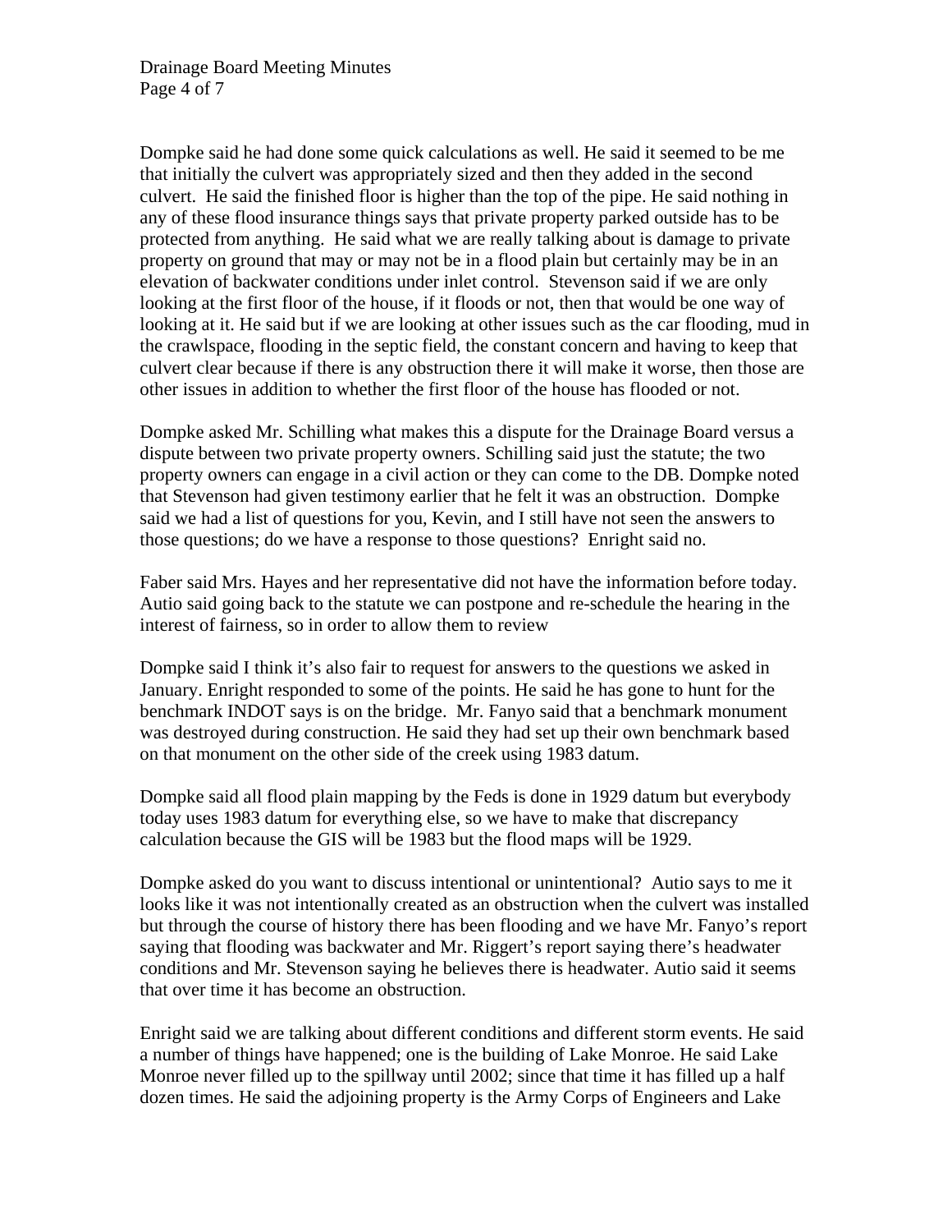Dompke said he had done some quick calculations as well. He said it seemed to be me that initially the culvert was appropriately sized and then they added in the second culvert. He said the finished floor is higher than the top of the pipe. He said nothing in any of these flood insurance things says that private property parked outside has to be protected from anything. He said what we are really talking about is damage to private property on ground that may or may not be in a flood plain but certainly may be in an elevation of backwater conditions under inlet control. Stevenson said if we are only looking at the first floor of the house, if it floods or not, then that would be one way of looking at it. He said but if we are looking at other issues such as the car flooding, mud in the crawlspace, flooding in the septic field, the constant concern and having to keep that culvert clear because if there is any obstruction there it will make it worse, then those are other issues in addition to whether the first floor of the house has flooded or not.

Dompke asked Mr. Schilling what makes this a dispute for the Drainage Board versus a dispute between two private property owners. Schilling said just the statute; the two property owners can engage in a civil action or they can come to the DB. Dompke noted that Stevenson had given testimony earlier that he felt it was an obstruction. Dompke said we had a list of questions for you, Kevin, and I still have not seen the answers to those questions; do we have a response to those questions? Enright said no.

Faber said Mrs. Hayes and her representative did not have the information before today. Autio said going back to the statute we can postpone and re-schedule the hearing in the interest of fairness, so in order to allow them to review

Dompke said I think it's also fair to request for answers to the questions we asked in January. Enright responded to some of the points. He said he has gone to hunt for the benchmark INDOT says is on the bridge. Mr. Fanyo said that a benchmark monument was destroyed during construction. He said they had set up their own benchmark based on that monument on the other side of the creek using 1983 datum.

Dompke said all flood plain mapping by the Feds is done in 1929 datum but everybody today uses 1983 datum for everything else, so we have to make that discrepancy calculation because the GIS will be 1983 but the flood maps will be 1929.

Dompke asked do you want to discuss intentional or unintentional? Autio says to me it looks like it was not intentionally created as an obstruction when the culvert was installed but through the course of history there has been flooding and we have Mr. Fanyo's report saying that flooding was backwater and Mr. Riggert's report saying there's headwater conditions and Mr. Stevenson saying he believes there is headwater. Autio said it seems that over time it has become an obstruction.

Enright said we are talking about different conditions and different storm events. He said a number of things have happened; one is the building of Lake Monroe. He said Lake Monroe never filled up to the spillway until 2002; since that time it has filled up a half dozen times. He said the adjoining property is the Army Corps of Engineers and Lake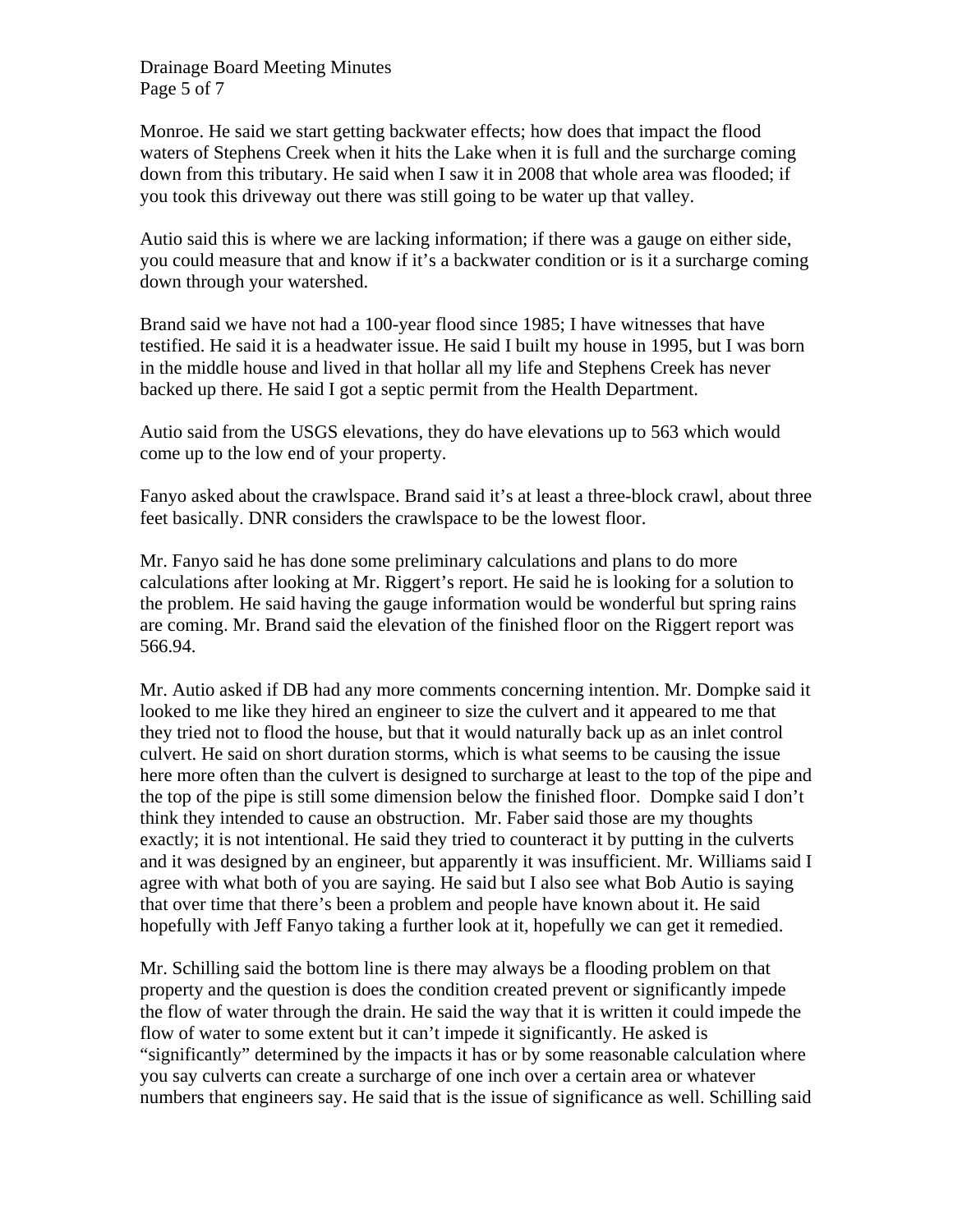Monroe. He said we start getting backwater effects; how does that impact the flood waters of Stephens Creek when it hits the Lake when it is full and the surcharge coming down from this tributary. He said when I saw it in 2008 that whole area was flooded; if you took this driveway out there was still going to be water up that valley.

Autio said this is where we are lacking information; if there was a gauge on either side, you could measure that and know if it's a backwater condition or is it a surcharge coming down through your watershed.

Brand said we have not had a 100-year flood since 1985; I have witnesses that have testified. He said it is a headwater issue. He said I built my house in 1995, but I was born in the middle house and lived in that hollar all my life and Stephens Creek has never backed up there. He said I got a septic permit from the Health Department.

Autio said from the USGS elevations, they do have elevations up to 563 which would come up to the low end of your property.

Fanyo asked about the crawlspace. Brand said it's at least a three-block crawl, about three feet basically. DNR considers the crawlspace to be the lowest floor.

Mr. Fanyo said he has done some preliminary calculations and plans to do more calculations after looking at Mr. Riggert's report. He said he is looking for a solution to the problem. He said having the gauge information would be wonderful but spring rains are coming. Mr. Brand said the elevation of the finished floor on the Riggert report was 566.94.

Mr. Autio asked if DB had any more comments concerning intention. Mr. Dompke said it looked to me like they hired an engineer to size the culvert and it appeared to me that they tried not to flood the house, but that it would naturally back up as an inlet control culvert. He said on short duration storms, which is what seems to be causing the issue here more often than the culvert is designed to surcharge at least to the top of the pipe and the top of the pipe is still some dimension below the finished floor. Dompke said I don't think they intended to cause an obstruction. Mr. Faber said those are my thoughts exactly; it is not intentional. He said they tried to counteract it by putting in the culverts and it was designed by an engineer, but apparently it was insufficient. Mr. Williams said I agree with what both of you are saying. He said but I also see what Bob Autio is saying that over time that there's been a problem and people have known about it. He said hopefully with Jeff Fanyo taking a further look at it, hopefully we can get it remedied.

Mr. Schilling said the bottom line is there may always be a flooding problem on that property and the question is does the condition created prevent or significantly impede the flow of water through the drain. He said the way that it is written it could impede the flow of water to some extent but it can't impede it significantly. He asked is "significantly" determined by the impacts it has or by some reasonable calculation where you say culverts can create a surcharge of one inch over a certain area or whatever numbers that engineers say. He said that is the issue of significance as well. Schilling said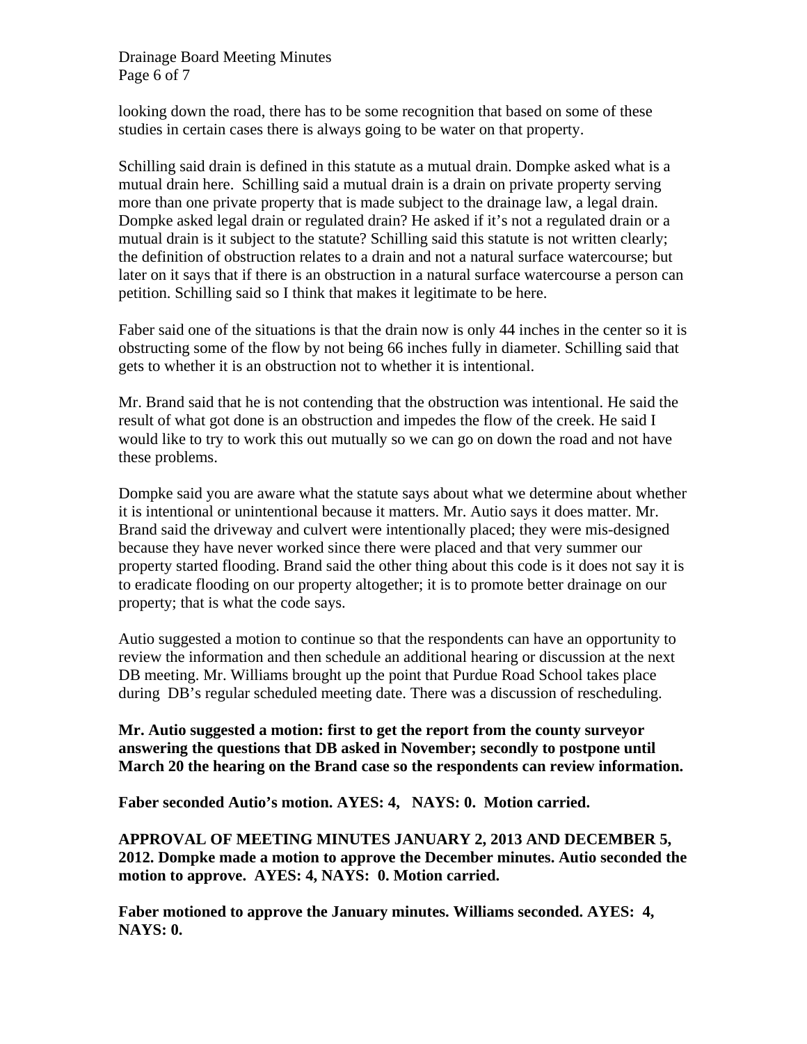looking down the road, there has to be some recognition that based on some of these studies in certain cases there is always going to be water on that property.

Schilling said drain is defined in this statute as a mutual drain. Dompke asked what is a mutual drain here. Schilling said a mutual drain is a drain on private property serving more than one private property that is made subject to the drainage law, a legal drain. Dompke asked legal drain or regulated drain? He asked if it's not a regulated drain or a mutual drain is it subject to the statute? Schilling said this statute is not written clearly; the definition of obstruction relates to a drain and not a natural surface watercourse; but later on it says that if there is an obstruction in a natural surface watercourse a person can petition. Schilling said so I think that makes it legitimate to be here.

Faber said one of the situations is that the drain now is only 44 inches in the center so it is obstructing some of the flow by not being 66 inches fully in diameter. Schilling said that gets to whether it is an obstruction not to whether it is intentional.

Mr. Brand said that he is not contending that the obstruction was intentional. He said the result of what got done is an obstruction and impedes the flow of the creek. He said I would like to try to work this out mutually so we can go on down the road and not have these problems.

Dompke said you are aware what the statute says about what we determine about whether it is intentional or unintentional because it matters. Mr. Autio says it does matter. Mr. Brand said the driveway and culvert were intentionally placed; they were mis-designed because they have never worked since there were placed and that very summer our property started flooding. Brand said the other thing about this code is it does not say it is to eradicate flooding on our property altogether; it is to promote better drainage on our property; that is what the code says.

Autio suggested a motion to continue so that the respondents can have an opportunity to review the information and then schedule an additional hearing or discussion at the next DB meeting. Mr. Williams brought up the point that Purdue Road School takes place during DB's regular scheduled meeting date. There was a discussion of rescheduling.

**Mr. Autio suggested a motion: first to get the report from the county surveyor answering the questions that DB asked in November; secondly to postpone until March 20 the hearing on the Brand case so the respondents can review information.**

**Faber seconded Autio's motion. AYES: 4, NAYS: 0. Motion carried.**

**APPROVAL OF MEETING MINUTES JANUARY 2, 2013 AND DECEMBER 5, 2012. Dompke made a motion to approve the December minutes. Autio seconded the motion to approve. AYES: 4, NAYS: 0. Motion carried.**

**Faber motioned to approve the January minutes. Williams seconded. AYES: 4, NAYS: 0.**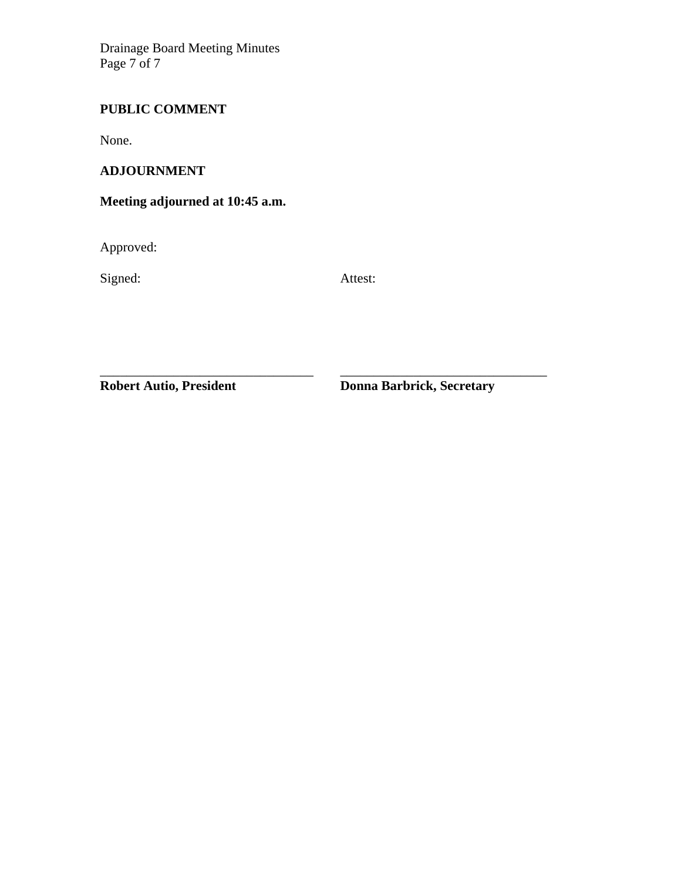## PUBLIC COMMENT

None.

## ADJOURNMENT

**Meeting adjourned at 10:45 a.m.**

Approved:

Signed: Attest:

________________________________ ________________________________

**Robert Autio, President** **Donna Barbrick, Secretary**